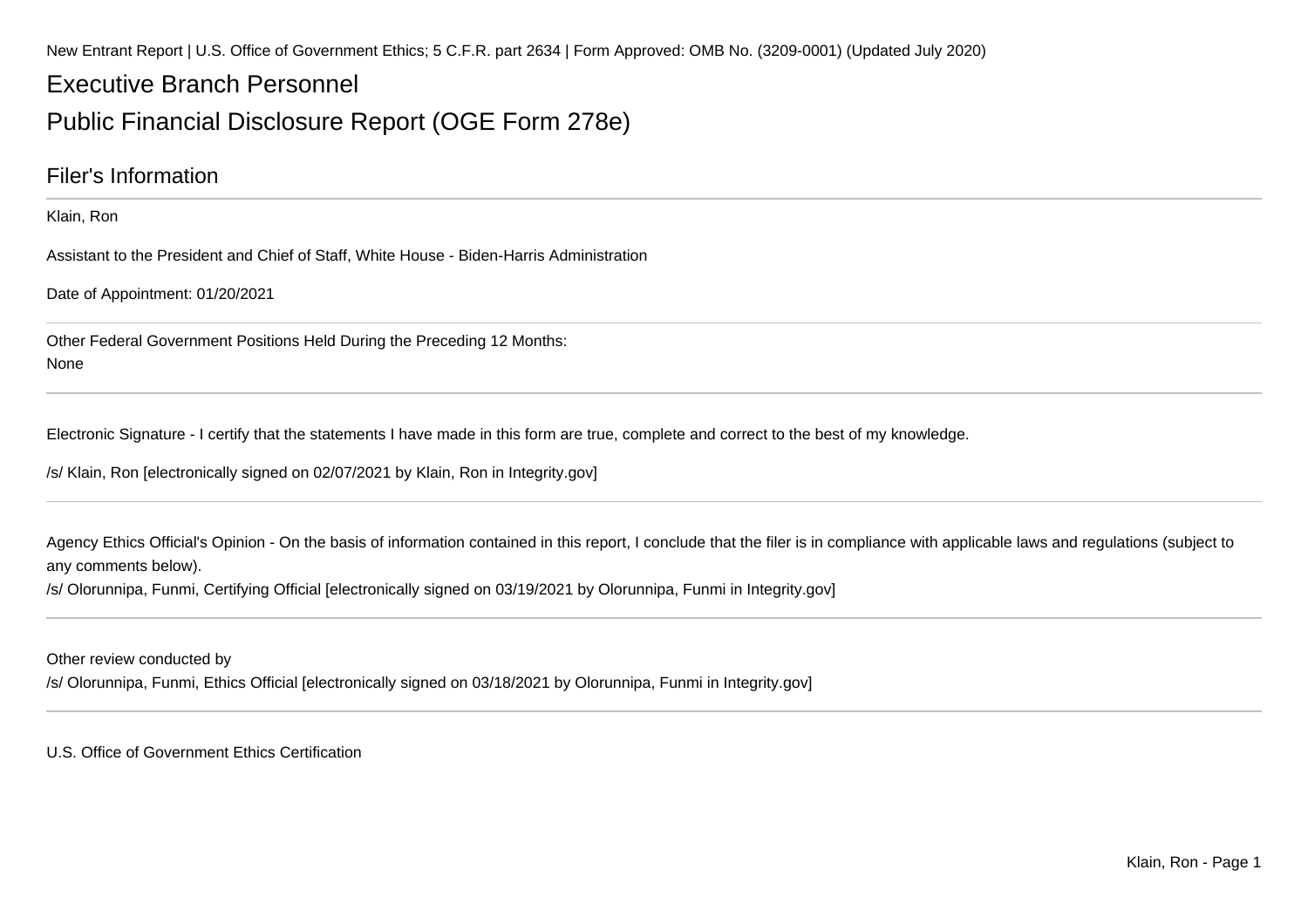New Entrant Report | U.S. Office of Government Ethics; 5 C.F.R. part 2634 | Form Approved: OMB No. (3209-0001) (Updated July 2020)

# Executive Branch Personnel

# Public Financial Disclosure Report (OGE Form 278e)

## Filer's Information

Klain, Ron

Assistant to the President and Chief of Staff, White House - Biden-Harris Administration

Date of Appointment: 01/20/2021

---

Other Federal Government Positions Held During the Preceding 12 Months:
None

---

Electronic Signature - I certify that the statements I have made in this form are true, complete and correct to the best of my knowledge.

/s/ Klain, Ron [electronically signed on 02/07/2021 by Klain, Ron in Integrity.gov]

---

Agency Ethics Official's Opinion - On the basis of information contained in this report, I conclude that the filer is in compliance with applicable laws and regulations (subject to any comments below).
/s/ Olorunnipa, Funmi, Certifying Official [electronically signed on 03/19/2021 by Olorunnipa, Funmi in Integrity.gov]

---

Other review conducted by
/s/ Olorunnipa, Funmi, Ethics Official [electronically signed on 03/18/2021 by Olorunnipa, Funmi in Integrity.gov]

---

U.S. Office of Government Ethics Certification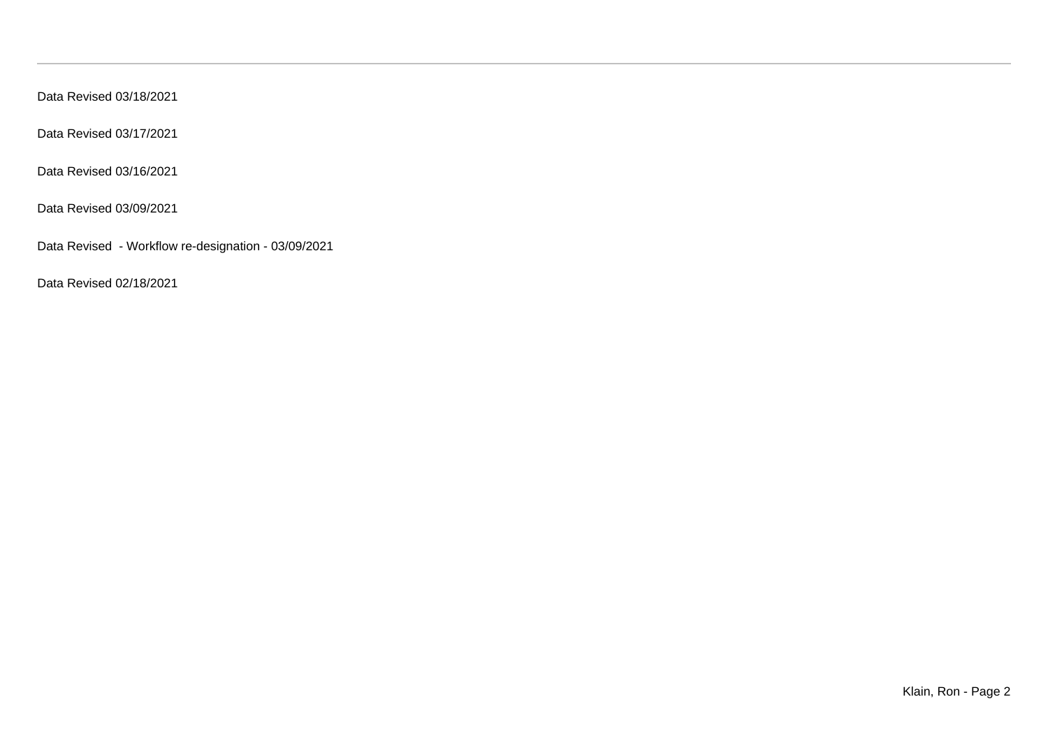Data Revised 03/18/2021

Data Revised 03/17/2021

Data Revised 03/16/2021

Data Revised 03/09/2021

Data Revised  - Workflow re-designation - 03/09/2021

Data Revised 02/18/2021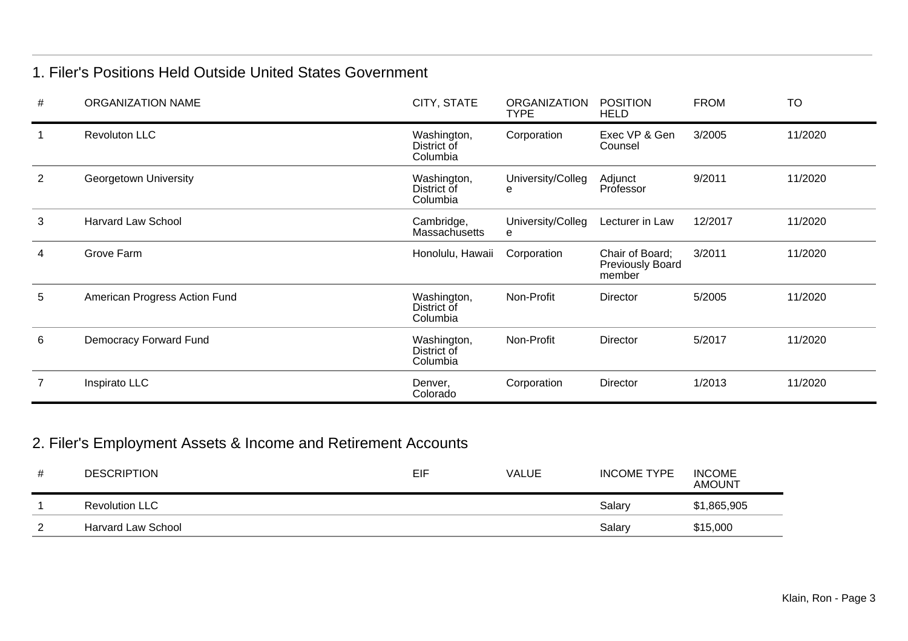## 1. Filer's Positions Held Outside United States Government

| # | ORGANIZATION NAME | CITY, STATE | ORGANIZATION TYPE | POSITION HELD | FROM | TO |
|---|---|---|---|---|---|---|
| 1 | Revoluton LLC | Washington, District of Columbia | Corporation | Exec VP & Gen Counsel | 3/2005 | 11/2020 |
| 2 | Georgetown University | Washington, District of Columbia | University/College | Adjunct Professor | 9/2011 | 11/2020 |
| 3 | Harvard Law School | Cambridge, Massachusetts | University/College | Lecturer in Law | 12/2017 | 11/2020 |
| 4 | Grove Farm | Honolulu, Hawaii | Corporation | Chair of Board; Previously Board member | 3/2011 | 11/2020 |
| 5 | American Progress Action Fund | Washington, District of Columbia | Non-Profit | Director | 5/2005 | 11/2020 |
| 6 | Democracy Forward Fund | Washington, District of Columbia | Non-Profit | Director | 5/2017 | 11/2020 |
| 7 | Inspirato LLC | Denver, Colorado | Corporation | Director | 1/2013 | 11/2020 |

## 2. Filer's Employment Assets & Income and Retirement Accounts

| # | DESCRIPTION | EIF | VALUE | INCOME TYPE | INCOME AMOUNT |
|---|---|---|---|---|---|
| 1 | Revolution LLC | | | Salary | $1,865,905 |
| 2 | Harvard Law School | | | Salary | $15,000 |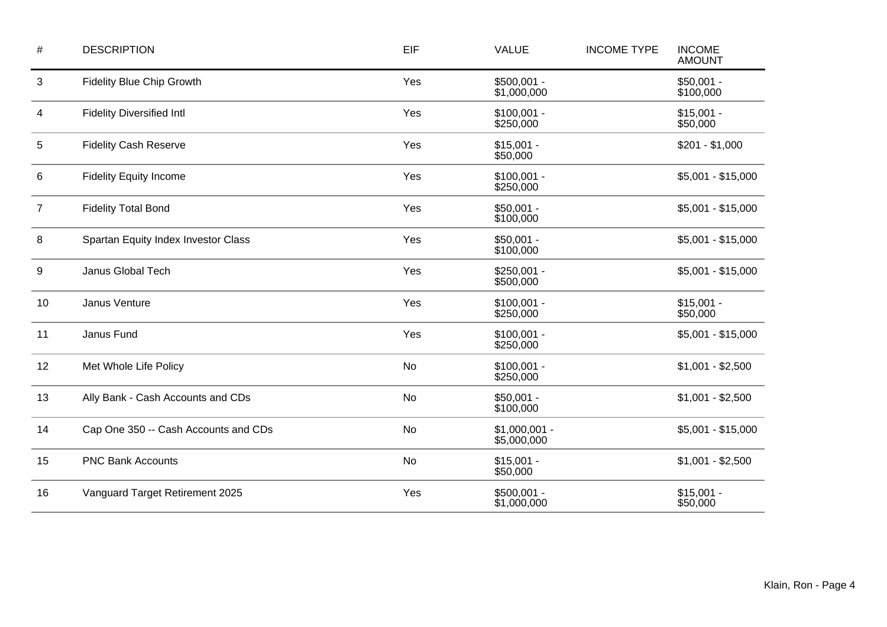| # | DESCRIPTION | EIF | VALUE | INCOME TYPE | INCOME AMOUNT |
|---|---|---|---|---|---|
| 3 | Fidelity Blue Chip Growth | Yes | $500,001 - $1,000,000 | | $50,001 - $100,000 |
| 4 | Fidelity Diversified Intl | Yes | $100,001 - $250,000 | | $15,001 - $50,000 |
| 5 | Fidelity Cash Reserve | Yes | $15,001 - $50,000 | | $201 - $1,000 |
| 6 | Fidelity Equity Income | Yes | $100,001 - $250,000 | | $5,001 - $15,000 |
| 7 | Fidelity Total Bond | Yes | $50,001 - $100,000 | | $5,001 - $15,000 |
| 8 | Spartan Equity Index Investor Class | Yes | $50,001 - $100,000 | | $5,001 - $15,000 |
| 9 | Janus Global Tech | Yes | $250,001 - $500,000 | | $5,001 - $15,000 |
| 10 | Janus Venture | Yes | $100,001 - $250,000 | | $15,001 - $50,000 |
| 11 | Janus Fund | Yes | $100,001 - $250,000 | | $5,001 - $15,000 |
| 12 | Met Whole Life Policy | No | $100,001 - $250,000 | | $1,001 - $2,500 |
| 13 | Ally Bank - Cash Accounts and CDs | No | $50,001 - $100,000 | | $1,001 - $2,500 |
| 14 | Cap One 350 -- Cash Accounts and CDs | No | $1,000,001 - $5,000,000 | | $5,001 - $15,000 |
| 15 | PNC Bank Accounts | No | $15,001 - $50,000 | | $1,001 - $2,500 |
| 16 | Vanguard Target Retirement 2025 | Yes | $500,001 - $1,000,000 | | $15,001 - $50,000 |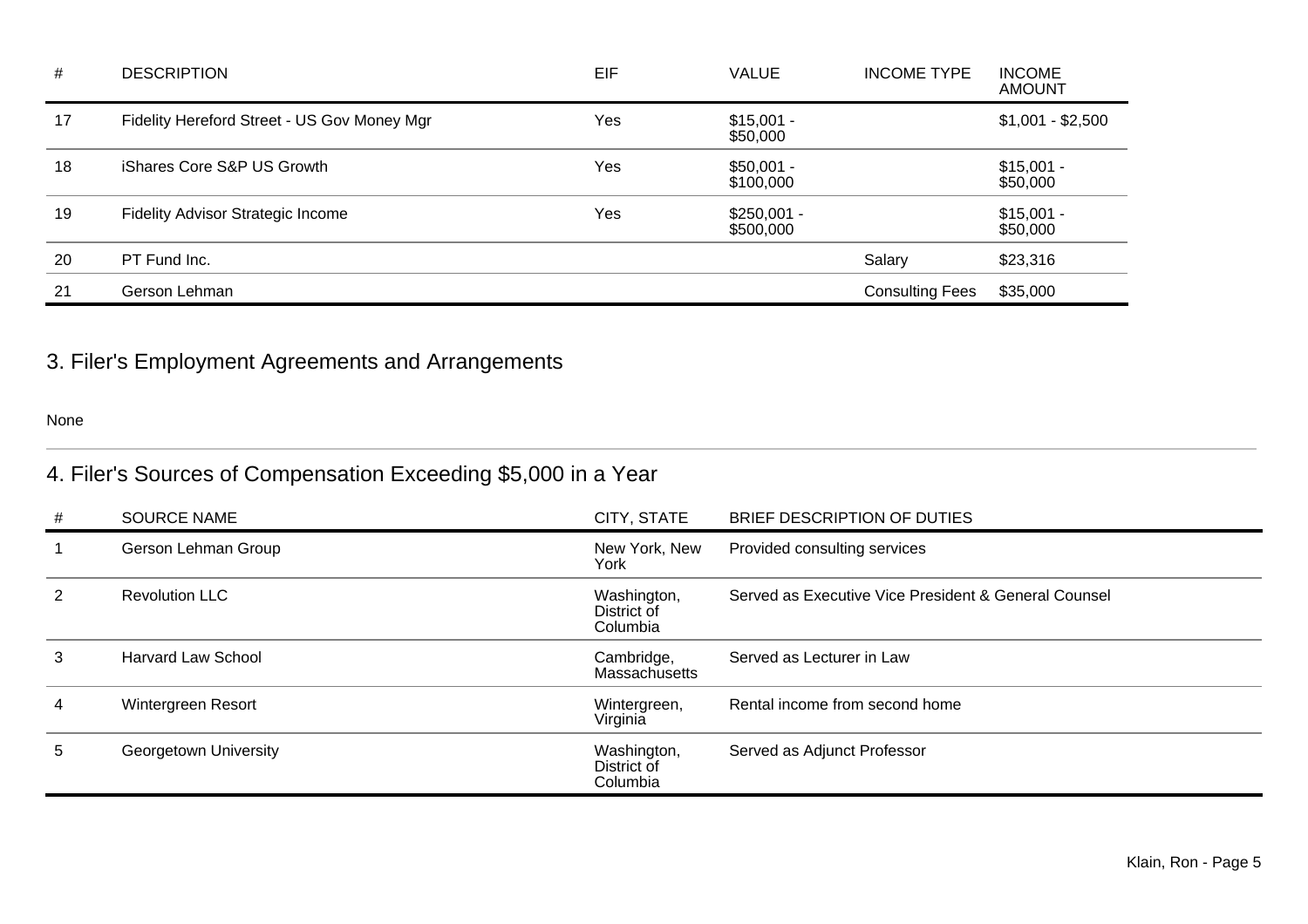| # | DESCRIPTION | EIF | VALUE | INCOME TYPE | INCOME AMOUNT |
|---|---|---|---|---|---|
| 17 | Fidelity Hereford Street - US Gov Money Mgr | Yes | $15,001 - $50,000 | | $1,001 - $2,500 |
| 18 | iShares Core S&P US Growth | Yes | $50,001 - $100,000 | | $15,001 - $50,000 |
| 19 | Fidelity Advisor Strategic Income | Yes | $250,001 - $500,000 | | $15,001 - $50,000 |
| 20 | PT Fund Inc. | | | Salary | $23,316 |
| 21 | Gerson Lehman | | | Consulting Fees | $35,000 |

## 3. Filer's Employment Agreements and Arrangements

None

## 4. Filer's Sources of Compensation Exceeding $5,000 in a Year

| # | SOURCE NAME | CITY, STATE | BRIEF DESCRIPTION OF DUTIES |
|---|---|---|---|
| 1 | Gerson Lehman Group | New York, New York | Provided consulting services |
| 2 | Revolution LLC | Washington, District of Columbia | Served as Executive Vice President & General Counsel |
| 3 | Harvard Law School | Cambridge, Massachusetts | Served as Lecturer in Law |
| 4 | Wintergreen Resort | Wintergreen, Virginia | Rental income from second home |
| 5 | Georgetown University | Washington, District of Columbia | Served as Adjunct Professor |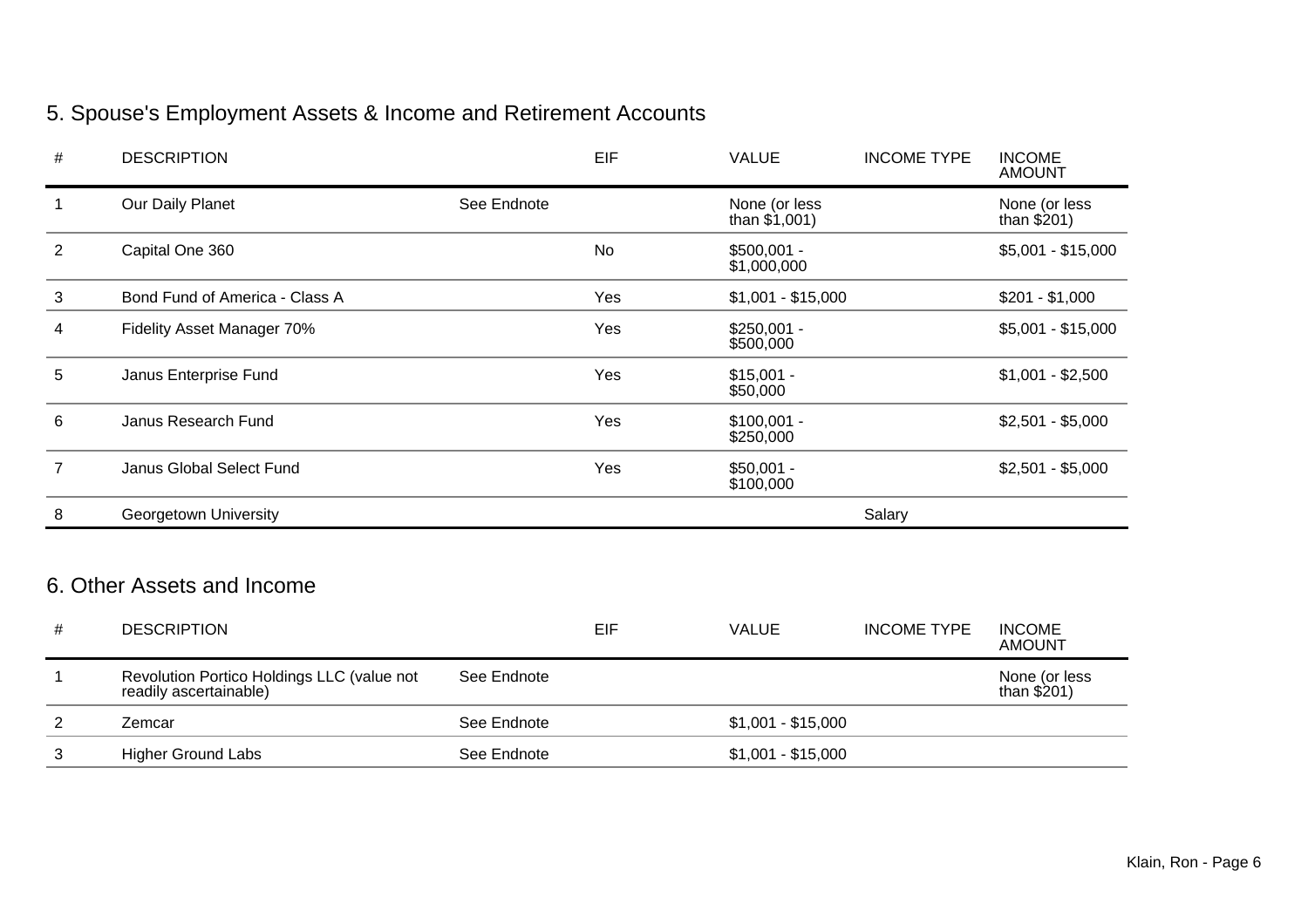## 5. Spouse's Employment Assets & Income and Retirement Accounts

| # | DESCRIPTION | | EIF | VALUE | INCOME TYPE | INCOME AMOUNT |
|---|---|---|---|---|---|---|
| 1 | Our Daily Planet | See Endnote | | None (or less than $1,001) | | None (or less than $201) |
| 2 | Capital One 360 | | No | $500,001 - $1,000,000 | | $5,001 - $15,000 |
| 3 | Bond Fund of America - Class A | | Yes | $1,001 - $15,000 | | $201 - $1,000 |
| 4 | Fidelity Asset Manager 70% | | Yes | $250,001 - $500,000 | | $5,001 - $15,000 |
| 5 | Janus Enterprise Fund | | Yes | $15,001 - $50,000 | | $1,001 - $2,500 |
| 6 | Janus Research Fund | | Yes | $100,001 - $250,000 | | $2,501 - $5,000 |
| 7 | Janus Global Select Fund | | Yes | $50,001 - $100,000 | | $2,501 - $5,000 |
| 8 | Georgetown University | | | | Salary | |

## 6. Other Assets and Income

| # | DESCRIPTION | | EIF | VALUE | INCOME TYPE | INCOME AMOUNT |
|---|---|---|---|---|---|---|
| 1 | Revolution Portico Holdings LLC (value not readily ascertainable) | See Endnote | | | | None (or less than $201) |
| 2 | Zemcar | See Endnote | | $1,001 - $15,000 | | |
| 3 | Higher Ground Labs | See Endnote | | $1,001 - $15,000 | | |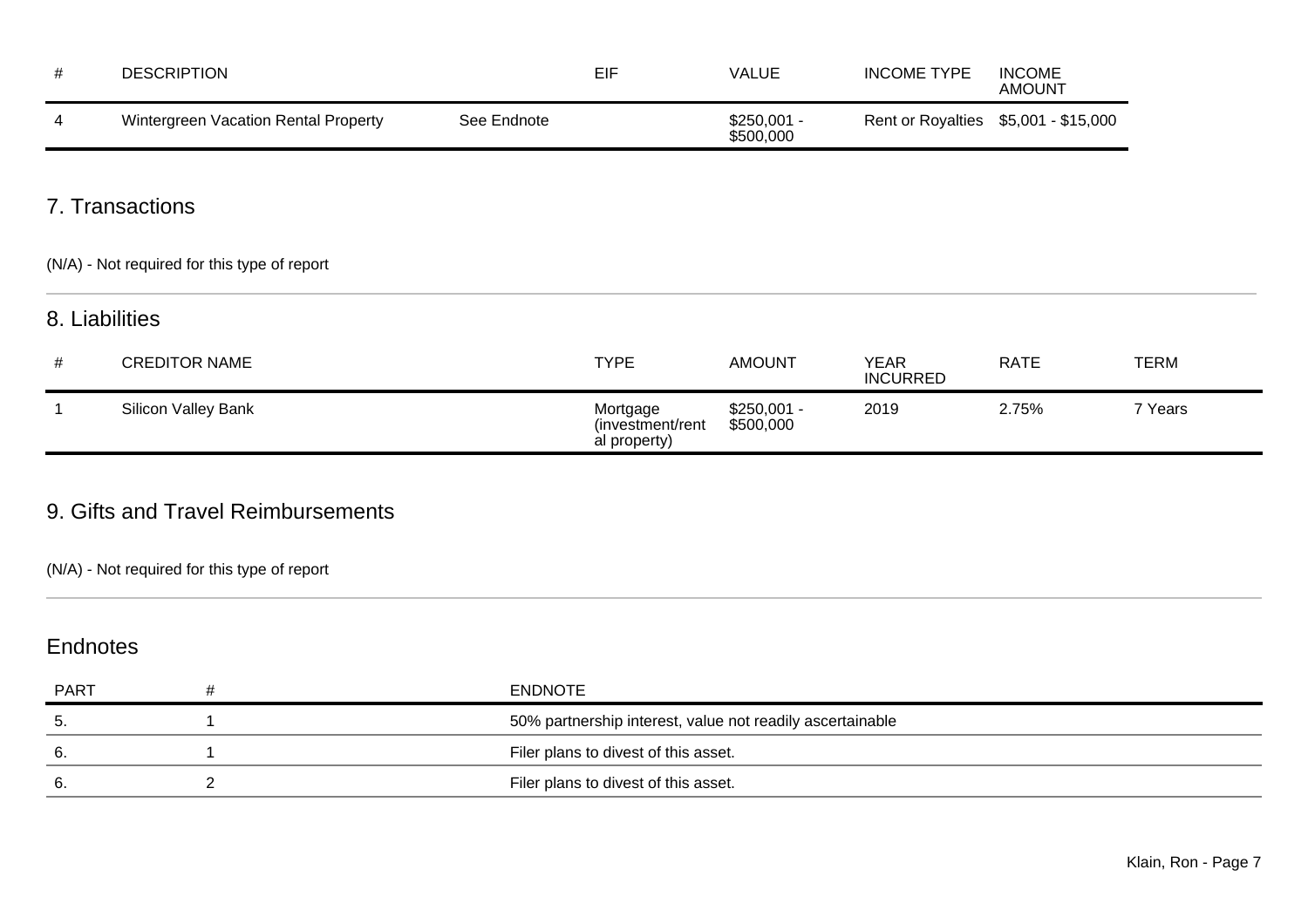| # | DESCRIPTION | EIF | VALUE | INCOME TYPE | INCOME AMOUNT |
|---|---|---|---|---|---|
| 4 | Wintergreen Vacation Rental Property | See Endnote | $250,001 - $500,000 | Rent or Royalties | $5,001 - $15,000 |

## 7. Transactions

(N/A) - Not required for this type of report

## 8. Liabilities

| # | CREDITOR NAME | TYPE | AMOUNT | YEAR INCURRED | RATE | TERM |
|---|---|---|---|---|---|---|
| 1 | Silicon Valley Bank | Mortgage (investment/rental property) | $250,001 - $500,000 | 2019 | 2.75% | 7 Years |

## 9. Gifts and Travel Reimbursements

(N/A) - Not required for this type of report

## Endnotes

| PART | # | ENDNOTE |
|---|---|---|
| 5. | 1 | 50% partnership interest, value not readily ascertainable |
| 6. | 1 | Filer plans to divest of this asset. |
| 6. | 2 | Filer plans to divest of this asset. |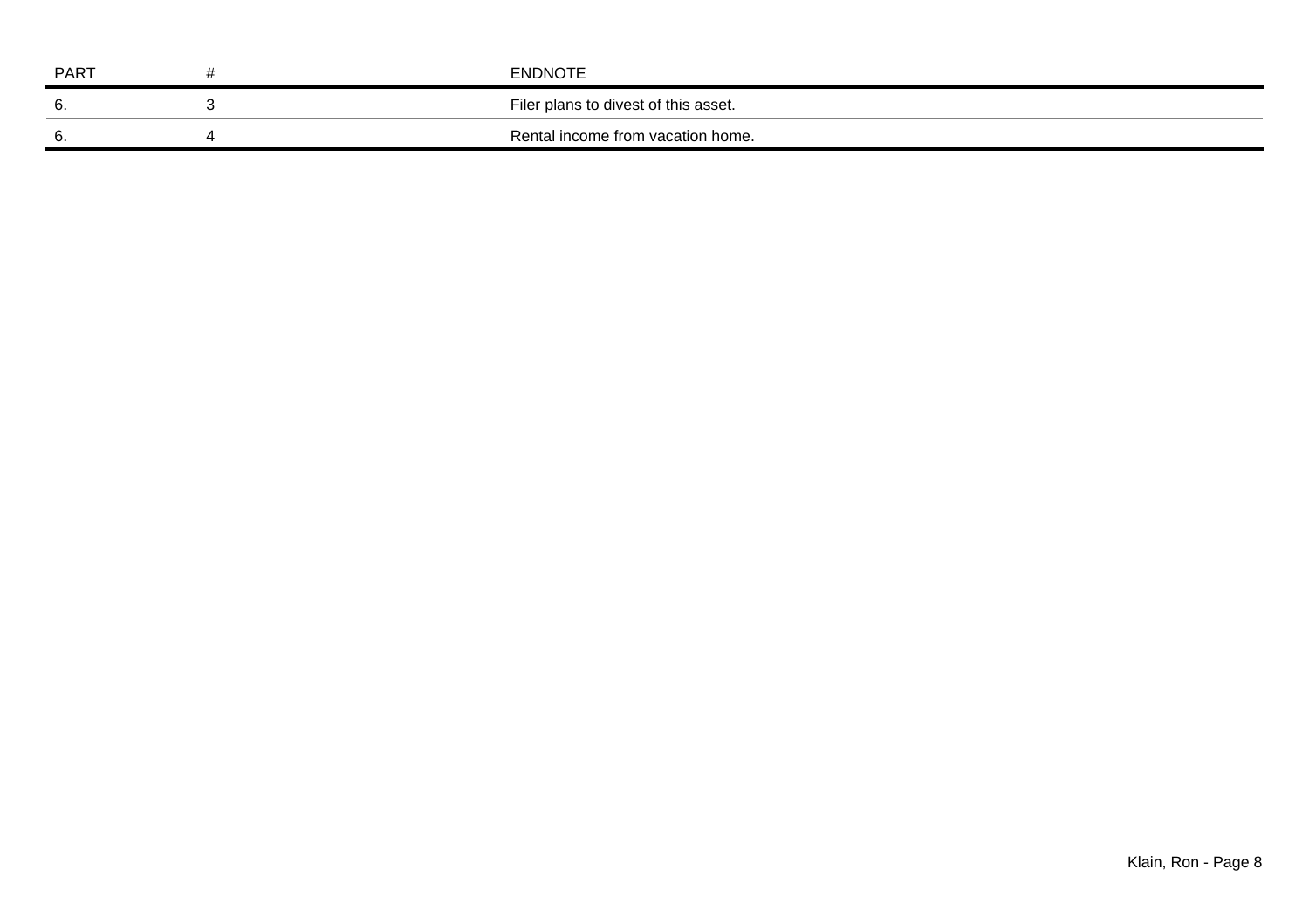| PART | # | ENDNOTE |
|---|---|---|
| 6. | 3 | Filer plans to divest of this asset. |
| 6. | 4 | Rental income from vacation home. |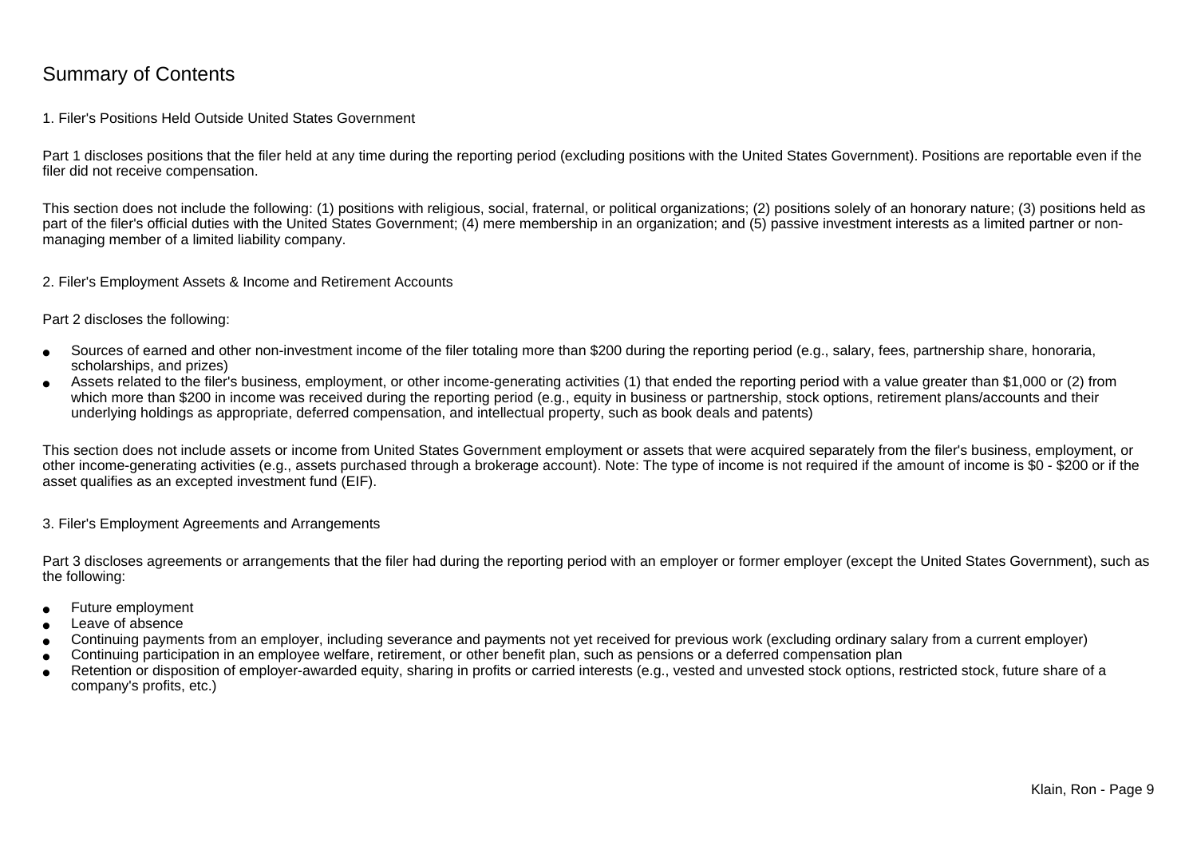# Summary of Contents

## 1. Filer's Positions Held Outside United States Government

Part 1 discloses positions that the filer held at any time during the reporting period (excluding positions with the United States Government). Positions are reportable even if the filer did not receive compensation.

This section does not include the following: (1) positions with religious, social, fraternal, or political organizations; (2) positions solely of an honorary nature; (3) positions held as part of the filer's official duties with the United States Government; (4) mere membership in an organization; and (5) passive investment interests as a limited partner or non-managing member of a limited liability company.

## 2. Filer's Employment Assets & Income and Retirement Accounts

Part 2 discloses the following:

- Sources of earned and other non-investment income of the filer totaling more than $200 during the reporting period (e.g., salary, fees, partnership share, honoraria, scholarships, and prizes)
- Assets related to the filer's business, employment, or other income-generating activities (1) that ended the reporting period with a value greater than $1,000 or (2) from which more than $200 in income was received during the reporting period (e.g., equity in business or partnership, stock options, retirement plans/accounts and their underlying holdings as appropriate, deferred compensation, and intellectual property, such as book deals and patents)

This section does not include assets or income from United States Government employment or assets that were acquired separately from the filer's business, employment, or other income-generating activities (e.g., assets purchased through a brokerage account). Note: The type of income is not required if the amount of income is $0 - $200 or if the asset qualifies as an excepted investment fund (EIF).

## 3. Filer's Employment Agreements and Arrangements

Part 3 discloses agreements or arrangements that the filer had during the reporting period with an employer or former employer (except the United States Government), such as the following:

- Future employment
- Leave of absence
- Continuing payments from an employer, including severance and payments not yet received for previous work (excluding ordinary salary from a current employer)
- Continuing participation in an employee welfare, retirement, or other benefit plan, such as pensions or a deferred compensation plan
- Retention or disposition of employer-awarded equity, sharing in profits or carried interests (e.g., vested and unvested stock options, restricted stock, future share of a company's profits, etc.)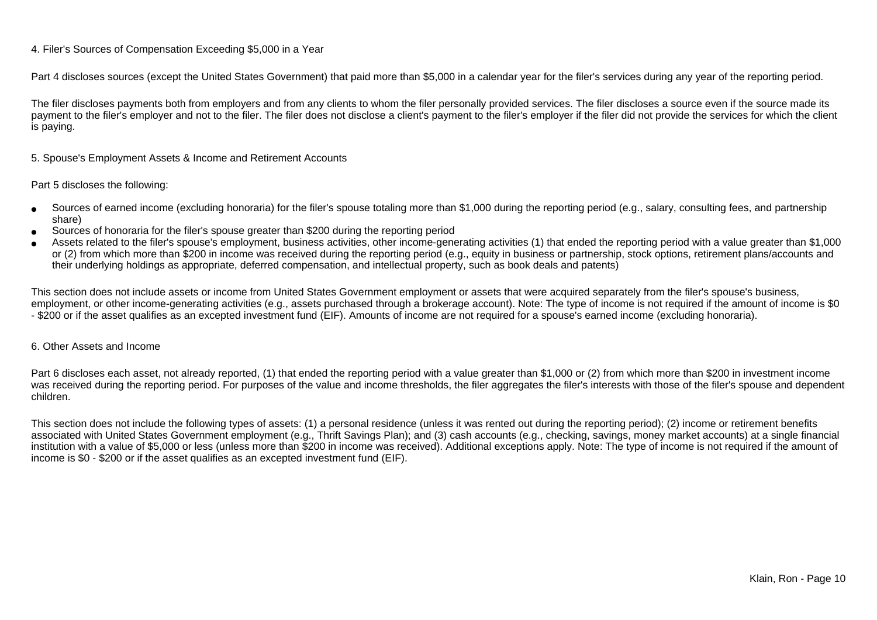## 4. Filer's Sources of Compensation Exceeding $5,000 in a Year

Part 4 discloses sources (except the United States Government) that paid more than $5,000 in a calendar year for the filer's services during any year of the reporting period.

The filer discloses payments both from employers and from any clients to whom the filer personally provided services. The filer discloses a source even if the source made its payment to the filer's employer and not to the filer. The filer does not disclose a client's payment to the filer's employer if the filer did not provide the services for which the client is paying.

## 5. Spouse's Employment Assets & Income and Retirement Accounts

Part 5 discloses the following:

- Sources of earned income (excluding honoraria) for the filer's spouse totaling more than $1,000 during the reporting period (e.g., salary, consulting fees, and partnership share)
- Sources of honoraria for the filer's spouse greater than $200 during the reporting period
- Assets related to the filer's spouse's employment, business activities, other income-generating activities (1) that ended the reporting period with a value greater than $1,000 or (2) from which more than $200 in income was received during the reporting period (e.g., equity in business or partnership, stock options, retirement plans/accounts and their underlying holdings as appropriate, deferred compensation, and intellectual property, such as book deals and patents)

This section does not include assets or income from United States Government employment or assets that were acquired separately from the filer's spouse's business, employment, or other income-generating activities (e.g., assets purchased through a brokerage account). Note: The type of income is not required if the amount of income is $0 - $200 or if the asset qualifies as an excepted investment fund (EIF). Amounts of income are not required for a spouse's earned income (excluding honoraria).

## 6. Other Assets and Income

Part 6 discloses each asset, not already reported, (1) that ended the reporting period with a value greater than $1,000 or (2) from which more than $200 in investment income was received during the reporting period. For purposes of the value and income thresholds, the filer aggregates the filer's interests with those of the filer's spouse and dependent children.

This section does not include the following types of assets: (1) a personal residence (unless it was rented out during the reporting period); (2) income or retirement benefits associated with United States Government employment (e.g., Thrift Savings Plan); and (3) cash accounts (e.g., checking, savings, money market accounts) at a single financial institution with a value of $5,000 or less (unless more than $200 in income was received). Additional exceptions apply. Note: The type of income is not required if the amount of income is $0 - $200 or if the asset qualifies as an excepted investment fund (EIF).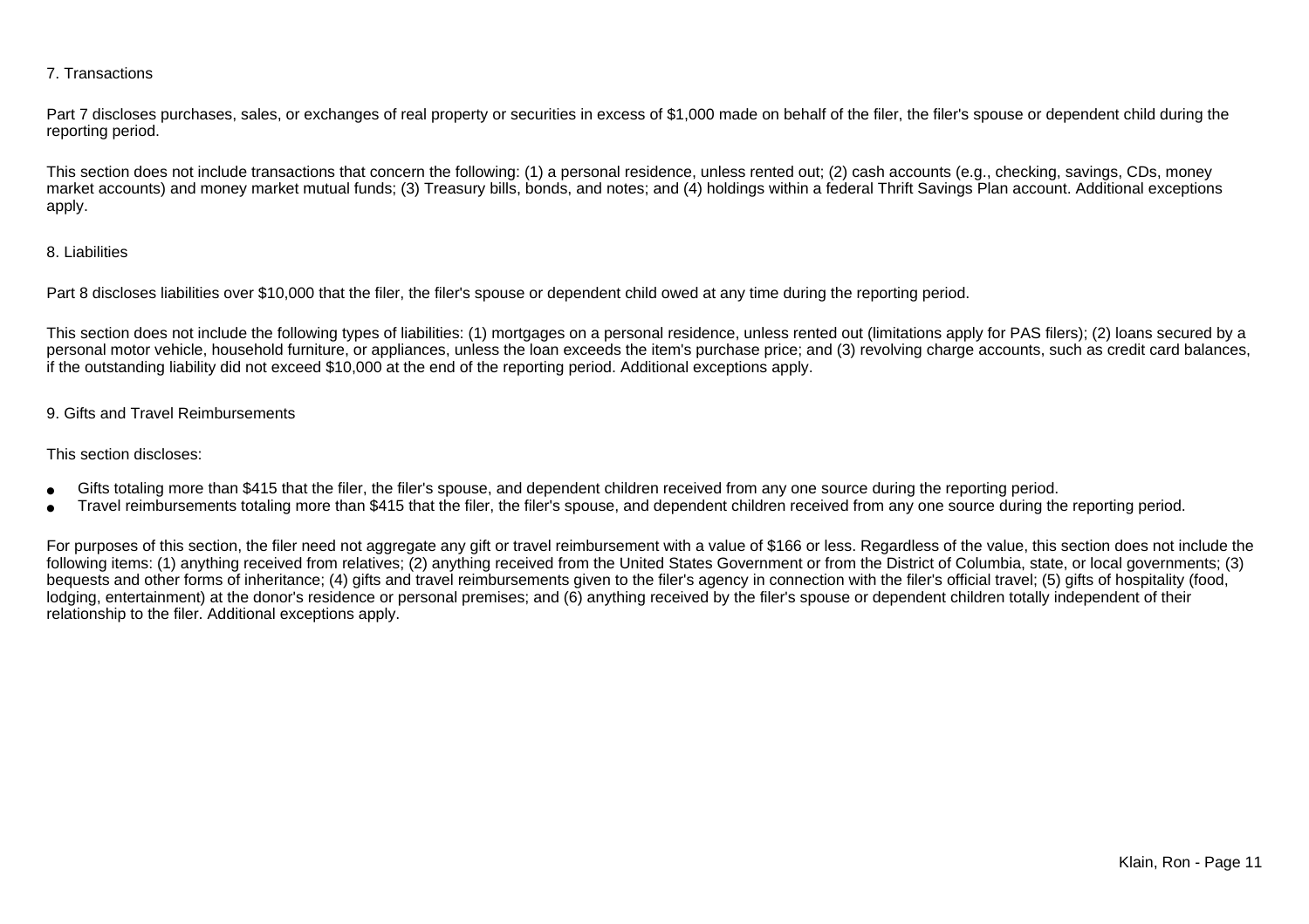### 7. Transactions

Part 7 discloses purchases, sales, or exchanges of real property or securities in excess of $1,000 made on behalf of the filer, the filer's spouse or dependent child during the reporting period.

This section does not include transactions that concern the following: (1) a personal residence, unless rented out; (2) cash accounts (e.g., checking, savings, CDs, money market accounts) and money market mutual funds; (3) Treasury bills, bonds, and notes; and (4) holdings within a federal Thrift Savings Plan account. Additional exceptions apply.

### 8. Liabilities

Part 8 discloses liabilities over $10,000 that the filer, the filer's spouse or dependent child owed at any time during the reporting period.

This section does not include the following types of liabilities: (1) mortgages on a personal residence, unless rented out (limitations apply for PAS filers); (2) loans secured by a personal motor vehicle, household furniture, or appliances, unless the loan exceeds the item's purchase price; and (3) revolving charge accounts, such as credit card balances, if the outstanding liability did not exceed $10,000 at the end of the reporting period. Additional exceptions apply.

### 9. Gifts and Travel Reimbursements

This section discloses:

- Gifts totaling more than $415 that the filer, the filer's spouse, and dependent children received from any one source during the reporting period.
- Travel reimbursements totaling more than $415 that the filer, the filer's spouse, and dependent children received from any one source during the reporting period.

For purposes of this section, the filer need not aggregate any gift or travel reimbursement with a value of $166 or less. Regardless of the value, this section does not include the following items: (1) anything received from relatives; (2) anything received from the United States Government or from the District of Columbia, state, or local governments; (3) bequests and other forms of inheritance; (4) gifts and travel reimbursements given to the filer's agency in connection with the filer's official travel; (5) gifts of hospitality (food, lodging, entertainment) at the donor's residence or personal premises; and (6) anything received by the filer's spouse or dependent children totally independent of their relationship to the filer. Additional exceptions apply.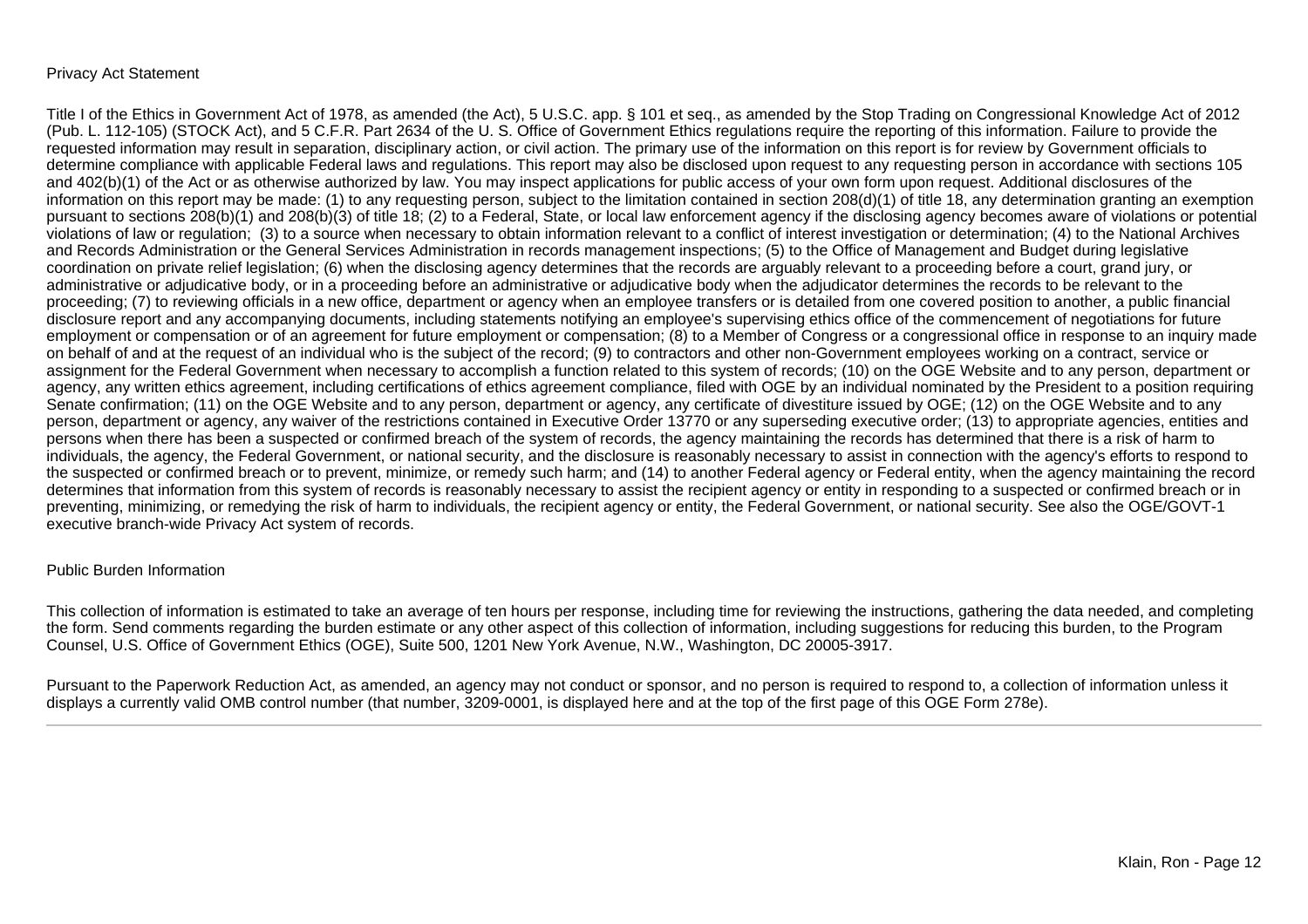## Privacy Act Statement

Title I of the Ethics in Government Act of 1978, as amended (the Act), 5 U.S.C. app. § 101 et seq., as amended by the Stop Trading on Congressional Knowledge Act of 2012 (Pub. L. 112-105) (STOCK Act), and 5 C.F.R. Part 2634 of the U. S. Office of Government Ethics regulations require the reporting of this information. Failure to provide the requested information may result in separation, disciplinary action, or civil action. The primary use of the information on this report is for review by Government officials to determine compliance with applicable Federal laws and regulations. This report may also be disclosed upon request to any requesting person in accordance with sections 105 and 402(b)(1) of the Act or as otherwise authorized by law. You may inspect applications for public access of your own form upon request. Additional disclosures of the information on this report may be made: (1) to any requesting person, subject to the limitation contained in section 208(d)(1) of title 18, any determination granting an exemption pursuant to sections 208(b)(1) and 208(b)(3) of title 18; (2) to a Federal, State, or local law enforcement agency if the disclosing agency becomes aware of violations or potential violations of law or regulation; (3) to a source when necessary to obtain information relevant to a conflict of interest investigation or determination; (4) to the National Archives and Records Administration or the General Services Administration in records management inspections; (5) to the Office of Management and Budget during legislative coordination on private relief legislation; (6) when the disclosing agency determines that the records are arguably relevant to a proceeding before a court, grand jury, or administrative or adjudicative body, or in a proceeding before an administrative or adjudicative body when the adjudicator determines the records to be relevant to the proceeding; (7) to reviewing officials in a new office, department or agency when an employee transfers or is detailed from one covered position to another, a public financial disclosure report and any accompanying documents, including statements notifying an employee's supervising ethics office of the commencement of negotiations for future employment or compensation or of an agreement for future employment or compensation; (8) to a Member of Congress or a congressional office in response to an inquiry made on behalf of and at the request of an individual who is the subject of the record; (9) to contractors and other non-Government employees working on a contract, service or assignment for the Federal Government when necessary to accomplish a function related to this system of records; (10) on the OGE Website and to any person, department or agency, any written ethics agreement, including certifications of ethics agreement compliance, filed with OGE by an individual nominated by the President to a position requiring Senate confirmation; (11) on the OGE Website and to any person, department or agency, any certificate of divestiture issued by OGE; (12) on the OGE Website and to any person, department or agency, any waiver of the restrictions contained in Executive Order 13770 or any superseding executive order; (13) to appropriate agencies, entities and persons when there has been a suspected or confirmed breach of the system of records, the agency maintaining the records has determined that there is a risk of harm to individuals, the agency, the Federal Government, or national security, and the disclosure is reasonably necessary to assist in connection with the agency's efforts to respond to the suspected or confirmed breach or to prevent, minimize, or remedy such harm; and (14) to another Federal agency or Federal entity, when the agency maintaining the record determines that information from this system of records is reasonably necessary to assist the recipient agency or entity in responding to a suspected or confirmed breach or in preventing, minimizing, or remedying the risk of harm to individuals, the recipient agency or entity, the Federal Government, or national security. See also the OGE/GOVT-1 executive branch-wide Privacy Act system of records.

## Public Burden Information

This collection of information is estimated to take an average of ten hours per response, including time for reviewing the instructions, gathering the data needed, and completing the form. Send comments regarding the burden estimate or any other aspect of this collection of information, including suggestions for reducing this burden, to the Program Counsel, U.S. Office of Government Ethics (OGE), Suite 500, 1201 New York Avenue, N.W., Washington, DC 20005-3917.

Pursuant to the Paperwork Reduction Act, as amended, an agency may not conduct or sponsor, and no person is required to respond to, a collection of information unless it displays a currently valid OMB control number (that number, 3209-0001, is displayed here and at the top of the first page of this OGE Form 278e).